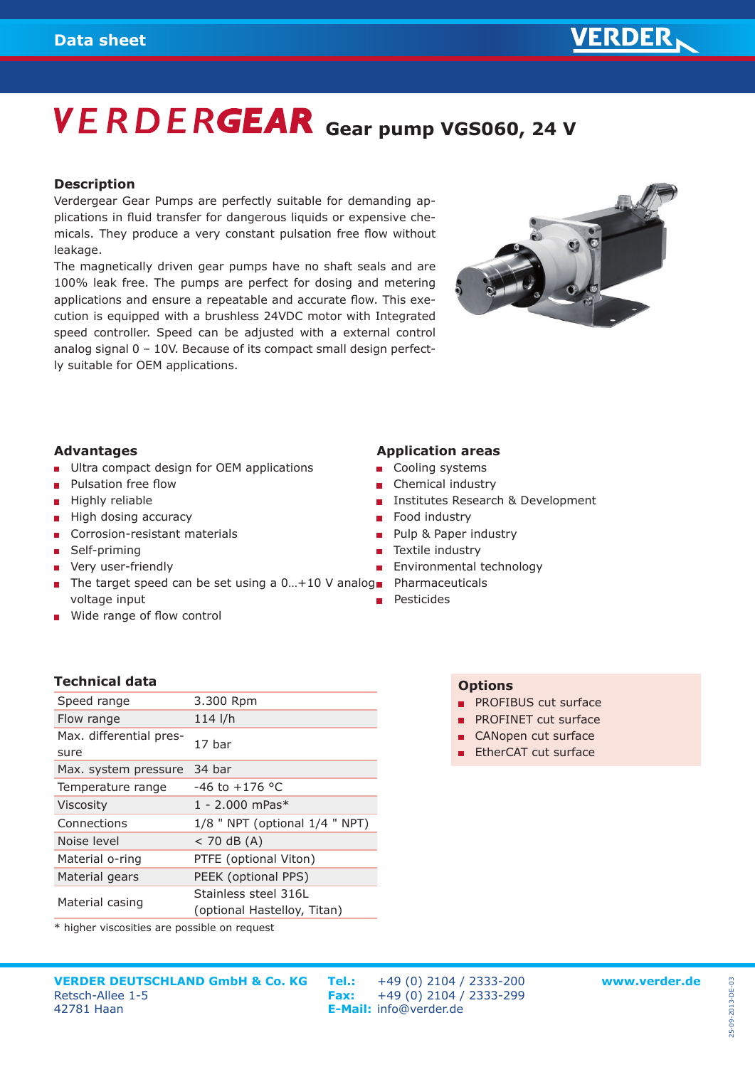# VERDERGEAR Gear pump VGS060, 24 V

## Description

Verdergear Gear Pumps are perfectly suitable for demanding applications in fluid transfer for dangerous liquids or expensive chemicals. They produce a very constant pulsation free flow without leakage.

The magnetically driven gear pumps have no shaft seals and are 100% leak free. The pumps are perfect for dosing and metering applications and ensure a repeatable and accurate flow. This execution is equipped with a brushless 24VDC motor with Integrated speed controller. Speed can be adjusted with a external control analog signal 0 – 10V. Because of its compact small design perfectly suitable for OEM applications.

## Advantages

- Ultra compact design for OEM applications
- Pulsation free flow
- Highly reliable
- High dosing accuracy
- Corrosion-resistant materials
- Self-priming
- Very user-friendly
- The target speed can be set using a 0…+10 V analog voltage input
- Wide range of flow control

## Application areas

- Cooling systems
- Chemical industry
- Institutes Research & Development
- Food industry
- Pulp & Paper industry
- Textile industry
- Environmental technology
- Pharmaceuticals
- Pesticides

## Technical data

| | |
|---|---|
| Speed range | 3.300 Rpm |
| Flow range | 114 l/h |
| Max. differential pressure | 17 bar |
| Max. system pressure | 34 bar |
| Temperature range | -46 to +176 °C |
| Viscosity | 1 - 2.000 mPas* |
| Connections | 1/8 " NPT (optional 1/4 " NPT) |
| Noise level | < 70 dB (A) |
| Material o-ring | PTFE (optional Viton) |
| Material gears | PEEK (optional PPS) |
| Material casing | Stainless steel 316L (optional Hastelloy, Titan) |

\* higher viscosities are possible on request

## Options

- PROFIBUS cut surface
- PROFINET cut surface
- CANopen cut surface
- EtherCAT cut surface

**VERDER DEUTSCHLAND GmbH & Co. KG**
Retsch-Allee 1-5
42781 Haan

**Tel.:** +49 (0) 2104 / 2333-200
**Fax:** +49 (0) 2104 / 2333-299
**E-Mail:** info@verder.de

**www.verder.de**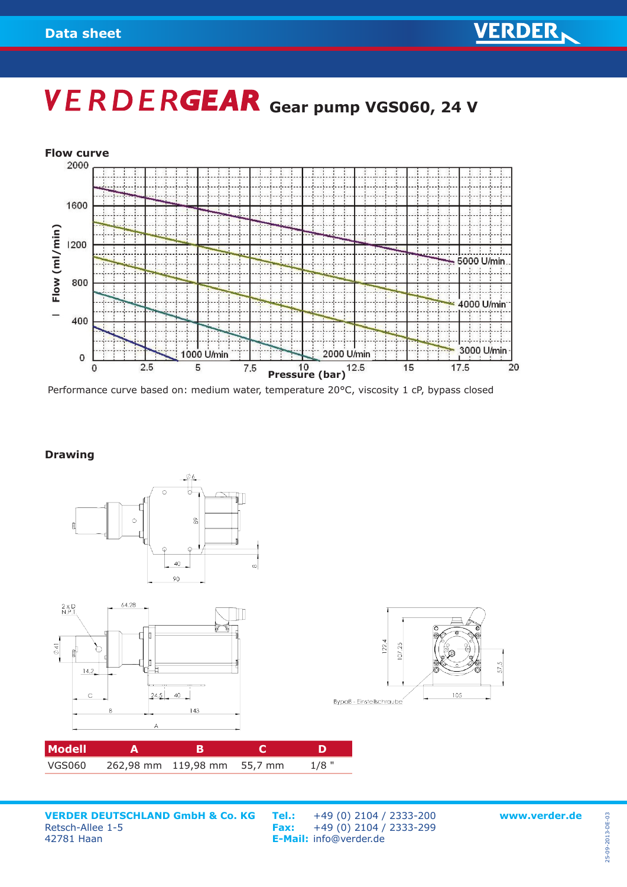# VERDERGEAR Gear pump VGS060, 24 V

## Flow curve

Flow (ml/min)

2000
1600
1200
800
400
0

0
2.5
5
7.5
10
12.5
15
17.5
20

Pressure (bar)

5000 U/min
4000 U/min
3000 U/min
2000 U/min
1000 U/min

Performance curve based on: medium water, temperature 20°C, viscosity 1 cP, bypass closed

## Drawing

Ø6
89
40
90
8
2 x D N.P.T.
64,28
Ø41
14,2
C
B
24,5
40
143
A
122,4
107,25
57,5
105
Bypaß - Einstellschraube

| Modell | A | B | C | D |
|---|---|---|---|---|
| VGS060 | 262,98 mm | 119,98 mm | 55,7 mm | 1/8 " |

**VERDER DEUTSCHLAND GmbH & Co. KG**
Retsch-Allee 1-5
42781 Haan

**Tel.:** +49 (0) 2104 / 2333-200
**Fax:** +49 (0) 2104 / 2333-299
**E-Mail:** info@verder.de

**www.verder.de**

25-09-2013-DE-03